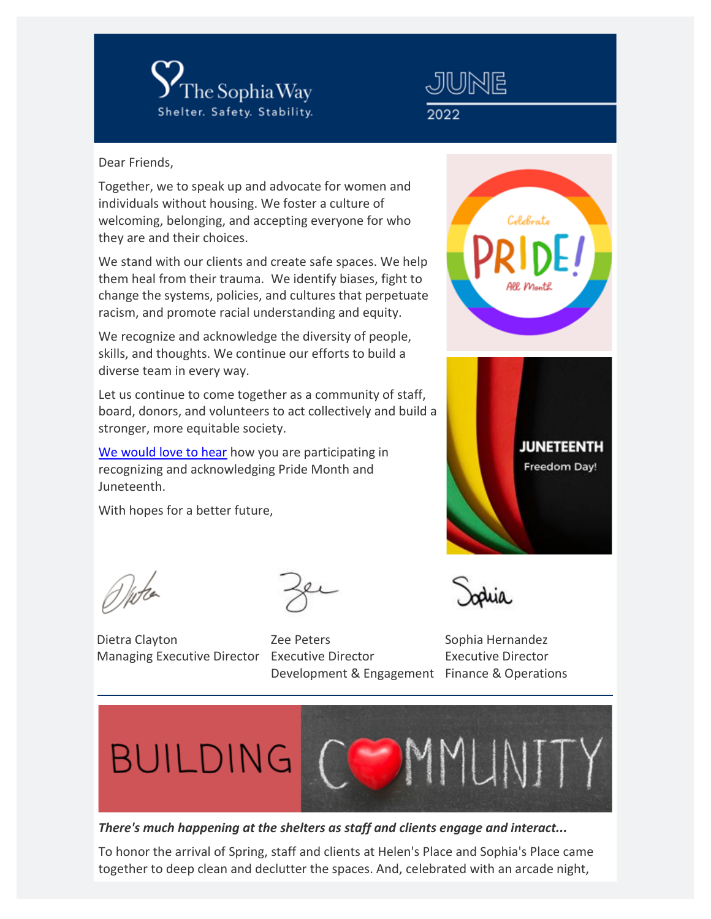# The Sophia Way

Shelter. Safety. Stability.

JUNE 2022

Dear Friends,

Together, we to speak up and advocate for women and individuals without housing. We foster a culture of welcoming, belonging, and accepting everyone for who they are and their choices.

We stand with our clients and create safe spaces. We help them heal from their trauma. We identify biases, fight to change the systems, policies, and cultures that perpetuate racism, and promote racial understanding and equity.

We recognize and acknowledge the diversity of people, skills, and thoughts. We continue our efforts to build a diverse team in every way.

Let us continue to come together as a community of staff, board, donors, and volunteers to act collectively and build a stronger, more equitable society.

We would love to hear how you are participating in recognizing and acknowledging Pride Month and Juneteenth.

With hopes for a better future,

Dietra Clayton
Managing Executive Director

Zee Peters
Executive Director
Development & Engagement

Sophia Hernandez
Executive Director
Finance & Operations

---

## BUILDING COMMUNITY

***There's much happening at the shelters as staff and clients engage and interact...***

To honor the arrival of Spring, staff and clients at Helen's Place and Sophia's Place came together to deep clean and declutter the spaces. And, celebrated with an arcade night,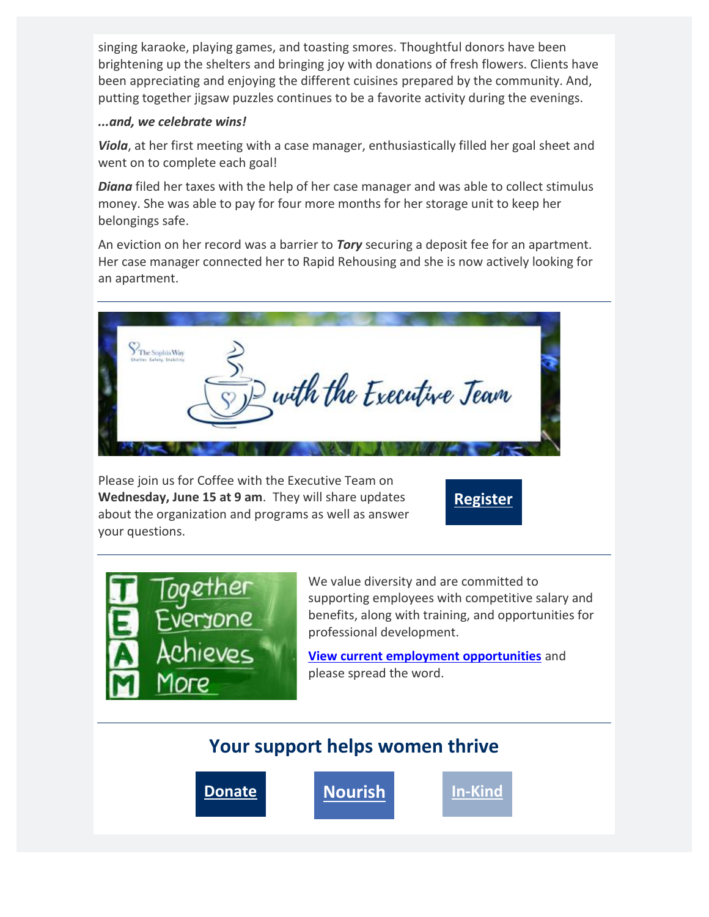singing karaoke, playing games, and toasting smores. Thoughtful donors have been brightening up the shelters and bringing joy with donations of fresh flowers. Clients have been appreciating and enjoying the different cuisines prepared by the community. And, putting together jigsaw puzzles continues to be a favorite activity during the evenings.

***...and, we celebrate wins!***

***Viola***, at her first meeting with a case manager, enthusiastically filled her goal sheet and went on to complete each goal!

***Diana*** filed her taxes with the help of her case manager and was able to collect stimulus money. She was able to pay for four more months for her storage unit to keep her belongings safe.

An eviction on her record was a barrier to ***Tory*** securing a deposit fee for an apartment. Her case manager connected her to Rapid Rehousing and she is now actively looking for an apartment.

---

Please join us for Coffee with the Executive Team on **Wednesday, June 15 at 9 am**. They will share updates about the organization and programs as well as answer your questions.

**Register**

---

We value diversity and are committed to supporting employees with competitive salary and benefits, along with training, and opportunities for professional development.

**View current employment opportunities** and please spread the word.

---

## Your support helps women thrive

**Donate** **Nourish** **In-Kind**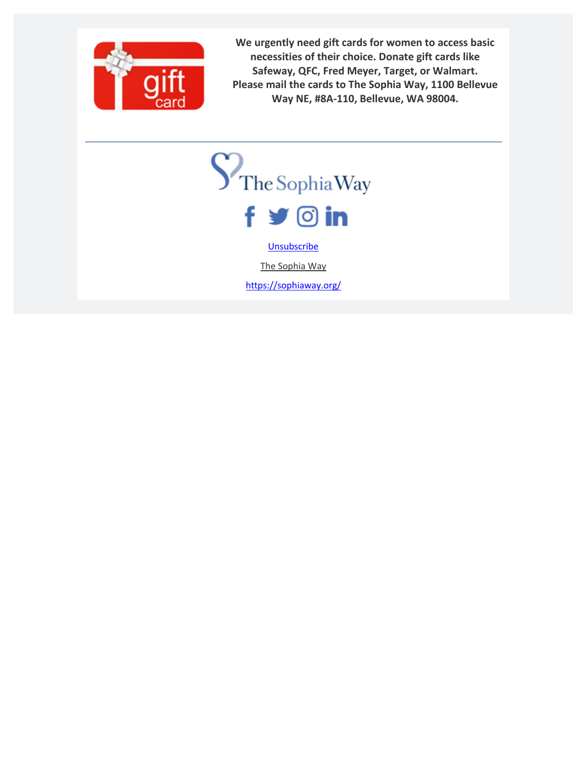**We urgently need gift cards for women to access basic necessities of their choice. Donate gift cards like Safeway, QFC, Fred Meyer, Target, or Walmart. Please mail the cards to The Sophia Way, 1100 Bellevue Way NE, #8A-110, Bellevue, WA 98004.**

---

Unsubscribe

The Sophia Way

https://sophiaway.org/